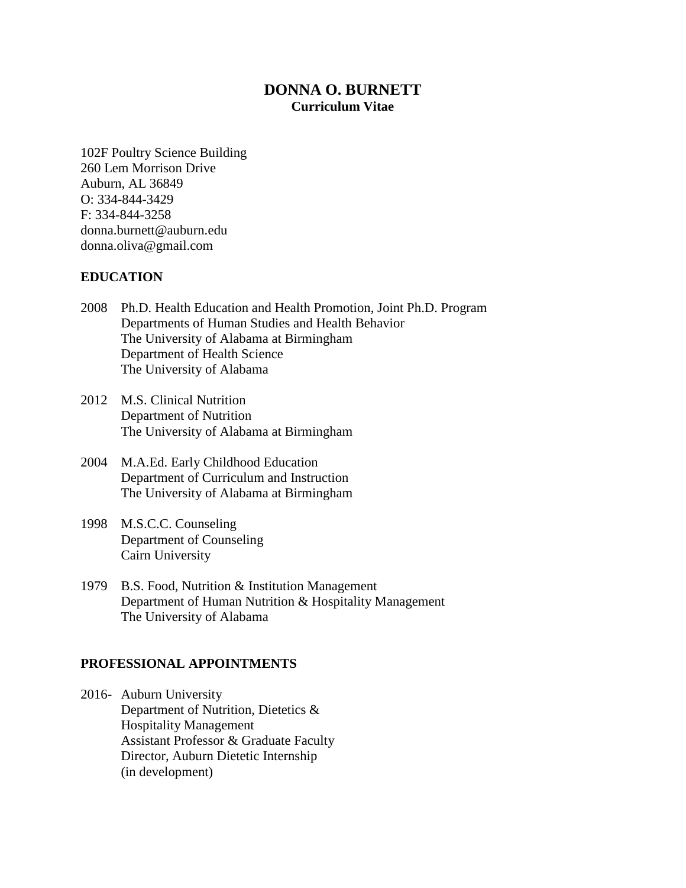# DONNA O. BURNETT

**Curriculum Vitae**

102F Poultry Science Building
260 Lem Morrison Drive
Auburn, AL 36849
O: 334-844-3429
F: 334-844-3258
donna.burnett@auburn.edu
donna.oliva@gmail.com

## EDUCATION

2008 Ph.D. Health Education and Health Promotion, Joint Ph.D. Program
Departments of Human Studies and Health Behavior
The University of Alabama at Birmingham
Department of Health Science
The University of Alabama

2012 M.S. Clinical Nutrition
Department of Nutrition
The University of Alabama at Birmingham

2004 M.A.Ed. Early Childhood Education
Department of Curriculum and Instruction
The University of Alabama at Birmingham

1998 M.S.C.C. Counseling
Department of Counseling
Cairn University

1979 B.S. Food, Nutrition & Institution Management
Department of Human Nutrition & Hospitality Management
The University of Alabama

## PROFESSIONAL APPOINTMENTS

2016- Auburn University
Department of Nutrition, Dietetics &
Hospitality Management
Assistant Professor & Graduate Faculty
Director, Auburn Dietetic Internship
(in development)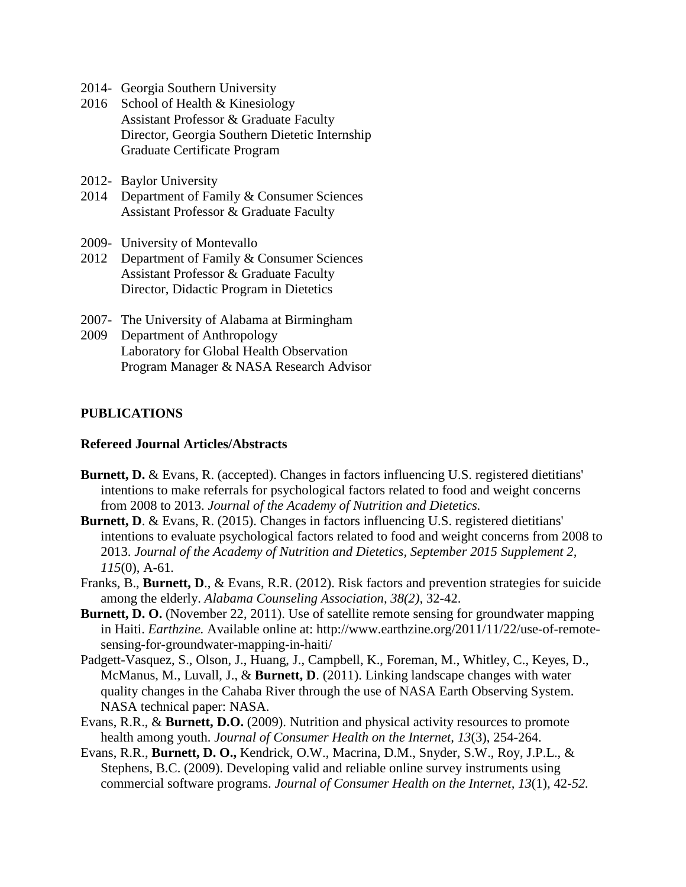2014- Georgia Southern University
2016 School of Health & Kinesiology
Assistant Professor & Graduate Faculty
Director, Georgia Southern Dietetic Internship
Graduate Certificate Program

2012- Baylor University
2014 Department of Family & Consumer Sciences
Assistant Professor & Graduate Faculty

2009- University of Montevallo
2012 Department of Family & Consumer Sciences
Assistant Professor & Graduate Faculty
Director, Didactic Program in Dietetics

2007- The University of Alabama at Birmingham
2009 Department of Anthropology
Laboratory for Global Health Observation
Program Manager & NASA Research Advisor

## PUBLICATIONS

### Refereed Journal Articles/Abstracts

**Burnett, D.** & Evans, R. (accepted). Changes in factors influencing U.S. registered dietitians' intentions to make referrals for psychological factors related to food and weight concerns from 2008 to 2013. *Journal of the Academy of Nutrition and Dietetics.*

**Burnett, D**. & Evans, R. (2015). Changes in factors influencing U.S. registered dietitians' intentions to evaluate psychological factors related to food and weight concerns from 2008 to 2013. *Journal of the Academy of Nutrition and Dietetics, September 2015 Supplement 2, 115*(0), A-61.

Franks, B., **Burnett, D**., & Evans, R.R. (2012). Risk factors and prevention strategies for suicide among the elderly. *Alabama Counseling Association, 38(2)*, 32-42.

**Burnett, D. O.** (November 22, 2011). Use of satellite remote sensing for groundwater mapping in Haiti. *Earthzine.* Available online at: http://www.earthzine.org/2011/11/22/use-of-remote-sensing-for-groundwater-mapping-in-haiti/

Padgett-Vasquez, S., Olson, J., Huang, J., Campbell, K., Foreman, M., Whitley, C., Keyes, D., McManus, M., Luvall, J., & **Burnett, D**. (2011). Linking landscape changes with water quality changes in the Cahaba River through the use of NASA Earth Observing System. NASA technical paper: NASA.

Evans, R.R., & **Burnett, D.O.** (2009). Nutrition and physical activity resources to promote health among youth. *Journal of Consumer Health on the Internet, 13*(3), 254-264.

Evans, R.R., **Burnett, D. O.,** Kendrick, O.W., Macrina, D.M., Snyder, S.W., Roy, J.P.L., & Stephens, B.C. (2009). Developing valid and reliable online survey instruments using commercial software programs. *Journal of Consumer Health on the Internet, 13*(1), 42-*52*.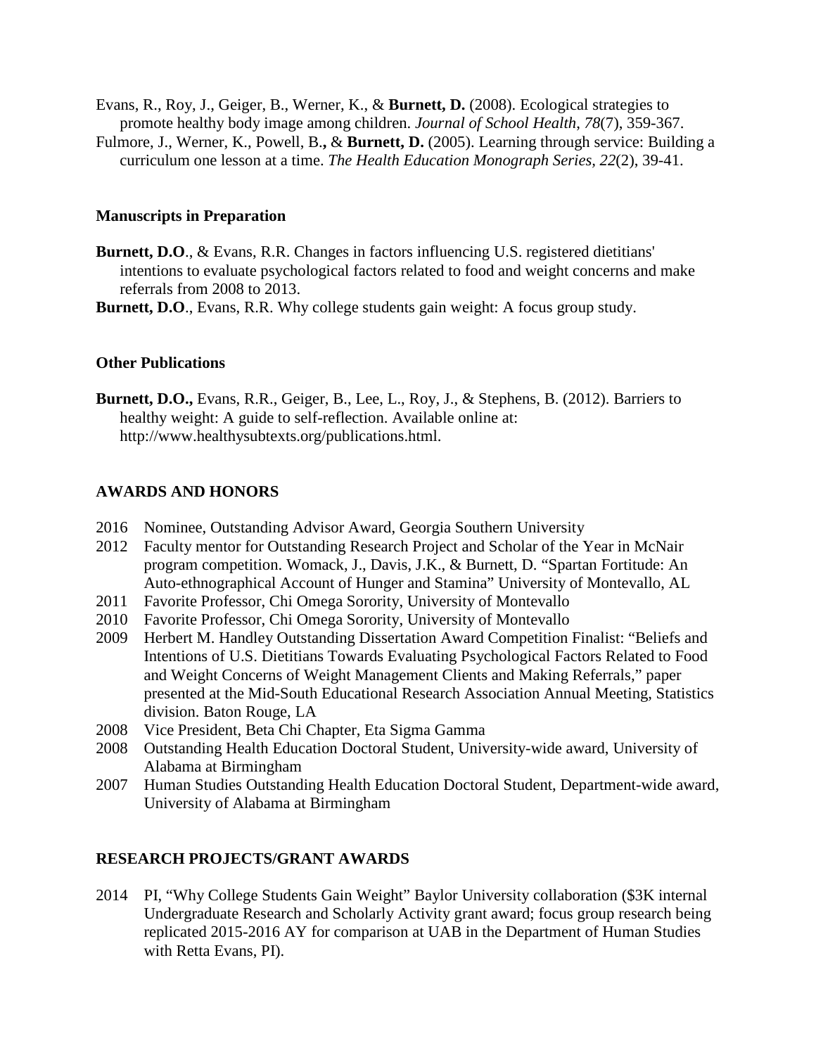Evans, R., Roy, J., Geiger, B., Werner, K., & **Burnett, D.** (2008). Ecological strategies to promote healthy body image among children. *Journal of School Health*, *78*(7), 359-367.

Fulmore, J., Werner, K., Powell, B., & **Burnett, D.** (2005). Learning through service: Building a curriculum one lesson at a time. *The Health Education Monograph Series*, *22*(2), 39-41.

### Manuscripts in Preparation

**Burnett, D.O**., & Evans, R.R. Changes in factors influencing U.S. registered dietitians' intentions to evaluate psychological factors related to food and weight concerns and make referrals from 2008 to 2013.

**Burnett, D.O**., Evans, R.R. Why college students gain weight: A focus group study.

### Other Publications

**Burnett, D.O.,** Evans, R.R., Geiger, B., Lee, L., Roy, J., & Stephens, B. (2012). Barriers to healthy weight: A guide to self-reflection. Available online at: http://www.healthysubtexts.org/publications.html.

## AWARDS AND HONORS

2016 Nominee, Outstanding Advisor Award, Georgia Southern University

2012 Faculty mentor for Outstanding Research Project and Scholar of the Year in McNair program competition. Womack, J., Davis, J.K., & Burnett, D. "Spartan Fortitude: An Auto-ethnographical Account of Hunger and Stamina" University of Montevallo, AL

2011 Favorite Professor, Chi Omega Sorority, University of Montevallo

2010 Favorite Professor, Chi Omega Sorority, University of Montevallo

2009 Herbert M. Handley Outstanding Dissertation Award Competition Finalist: "Beliefs and Intentions of U.S. Dietitians Towards Evaluating Psychological Factors Related to Food and Weight Concerns of Weight Management Clients and Making Referrals," paper presented at the Mid-South Educational Research Association Annual Meeting, Statistics division. Baton Rouge, LA

2008 Vice President, Beta Chi Chapter, Eta Sigma Gamma

2008 Outstanding Health Education Doctoral Student, University-wide award, University of Alabama at Birmingham

2007 Human Studies Outstanding Health Education Doctoral Student, Department-wide award, University of Alabama at Birmingham

## RESEARCH PROJECTS/GRANT AWARDS

2014 PI, "Why College Students Gain Weight" Baylor University collaboration ($3K internal Undergraduate Research and Scholarly Activity grant award; focus group research being replicated 2015-2016 AY for comparison at UAB in the Department of Human Studies with Retta Evans, PI).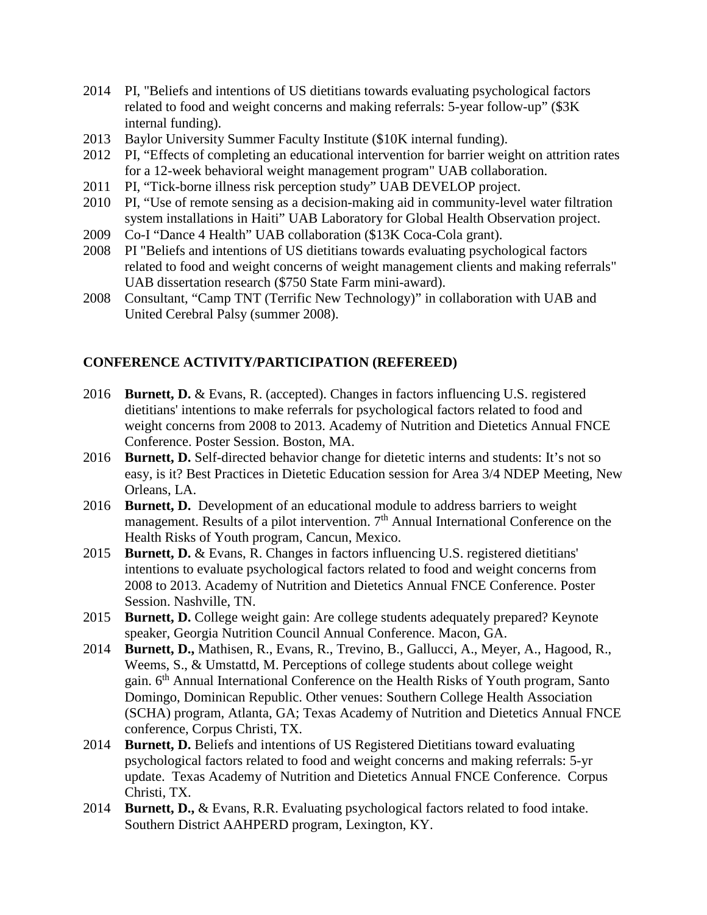- 2014 PI, "Beliefs and intentions of US dietitians towards evaluating psychological factors related to food and weight concerns and making referrals: 5-year follow-up" ($3K internal funding).
- 2013 Baylor University Summer Faculty Institute ($10K internal funding).
- 2012 PI, "Effects of completing an educational intervention for barrier weight on attrition rates for a 12-week behavioral weight management program" UAB collaboration.
- 2011 PI, "Tick-borne illness risk perception study" UAB DEVELOP project.
- 2010 PI, "Use of remote sensing as a decision-making aid in community-level water filtration system installations in Haiti" UAB Laboratory for Global Health Observation project.
- 2009 Co-I "Dance 4 Health" UAB collaboration ($13K Coca-Cola grant).
- 2008 PI "Beliefs and intentions of US dietitians towards evaluating psychological factors related to food and weight concerns of weight management clients and making referrals" UAB dissertation research ($750 State Farm mini-award).
- 2008 Consultant, "Camp TNT (Terrific New Technology)" in collaboration with UAB and United Cerebral Palsy (summer 2008).

## CONFERENCE ACTIVITY/PARTICIPATION (REFEREED)

- 2016 **Burnett, D.** & Evans, R. (accepted). Changes in factors influencing U.S. registered dietitians' intentions to make referrals for psychological factors related to food and weight concerns from 2008 to 2013. Academy of Nutrition and Dietetics Annual FNCE Conference. Poster Session. Boston, MA.
- 2016 **Burnett, D.** Self-directed behavior change for dietetic interns and students: It's not so easy, is it? Best Practices in Dietetic Education session for Area 3/4 NDEP Meeting, New Orleans, LA.
- 2016 **Burnett, D.** Development of an educational module to address barriers to weight management. Results of a pilot intervention. 7th Annual International Conference on the Health Risks of Youth program, Cancun, Mexico.
- 2015 **Burnett, D.** & Evans, R. Changes in factors influencing U.S. registered dietitians' intentions to evaluate psychological factors related to food and weight concerns from 2008 to 2013. Academy of Nutrition and Dietetics Annual FNCE Conference. Poster Session. Nashville, TN.
- 2015 **Burnett, D.** College weight gain: Are college students adequately prepared? Keynote speaker, Georgia Nutrition Council Annual Conference. Macon, GA.
- 2014 **Burnett, D.,** Mathisen, R., Evans, R., Trevino, B., Gallucci, A., Meyer, A., Hagood, R., Weems, S., & Umstattd, M. Perceptions of college students about college weight gain. 6th Annual International Conference on the Health Risks of Youth program, Santo Domingo, Dominican Republic. Other venues: Southern College Health Association (SCHA) program, Atlanta, GA; Texas Academy of Nutrition and Dietetics Annual FNCE conference, Corpus Christi, TX.
- 2014 **Burnett, D.** Beliefs and intentions of US Registered Dietitians toward evaluating psychological factors related to food and weight concerns and making referrals: 5-yr update. Texas Academy of Nutrition and Dietetics Annual FNCE Conference. Corpus Christi, TX.
- 2014 **Burnett, D.,** & Evans, R.R. Evaluating psychological factors related to food intake. Southern District AAHPERD program, Lexington, KY.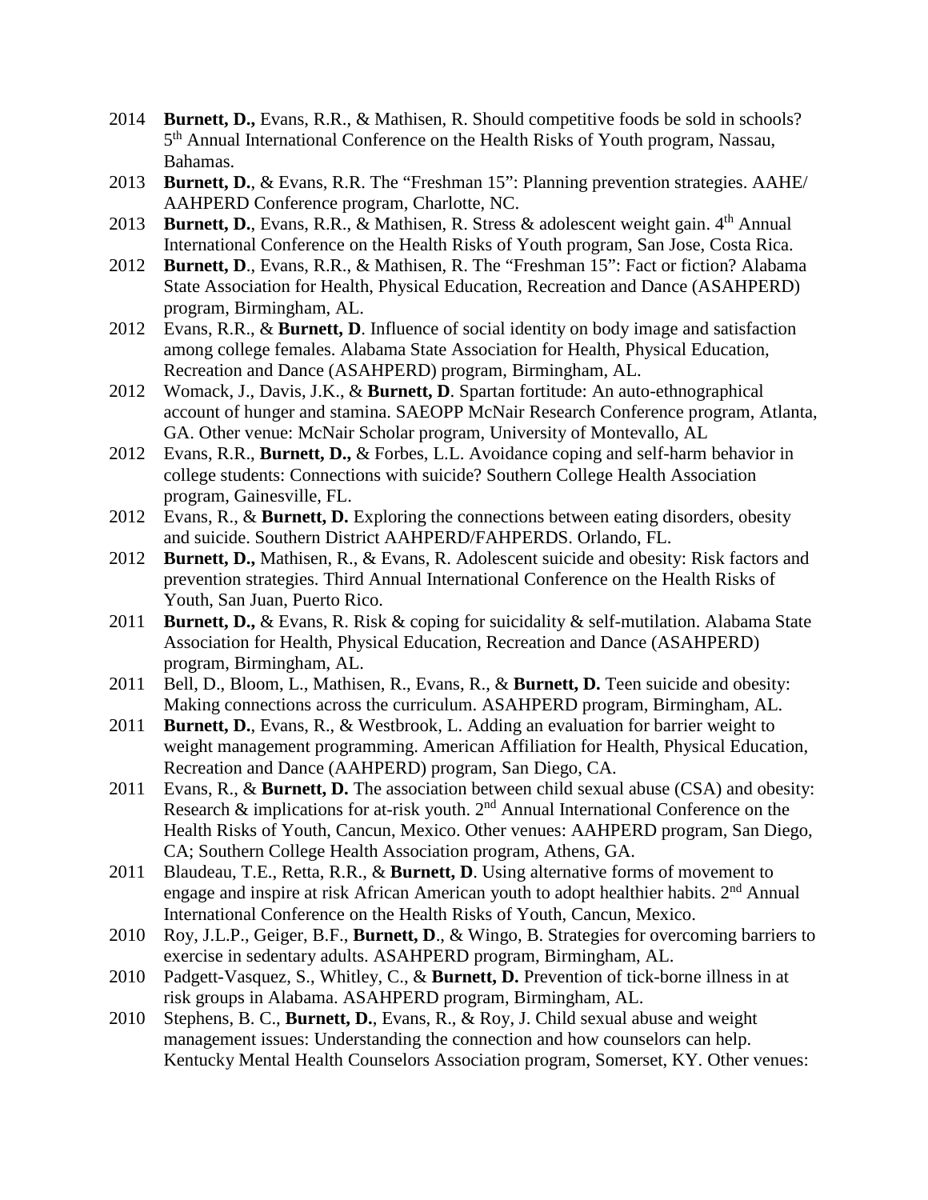2014 **Burnett, D.,** Evans, R.R., & Mathisen, R. Should competitive foods be sold in schools? 5th Annual International Conference on the Health Risks of Youth program, Nassau, Bahamas.

2013 **Burnett, D.**, & Evans, R.R. The "Freshman 15": Planning prevention strategies. AAHE/ AAHPERD Conference program, Charlotte, NC.

2013 **Burnett, D.**, Evans, R.R., & Mathisen, R. Stress & adolescent weight gain. 4th Annual International Conference on the Health Risks of Youth program, San Jose, Costa Rica.

2012 **Burnett, D**., Evans, R.R., & Mathisen, R. The "Freshman 15": Fact or fiction? Alabama State Association for Health, Physical Education, Recreation and Dance (ASAHPERD) program, Birmingham, AL.

2012 Evans, R.R., & **Burnett, D**. Influence of social identity on body image and satisfaction among college females. Alabama State Association for Health, Physical Education, Recreation and Dance (ASAHPERD) program, Birmingham, AL.

2012 Womack, J., Davis, J.K., & **Burnett, D**. Spartan fortitude: An auto-ethnographical account of hunger and stamina. SAEOPP McNair Research Conference program, Atlanta, GA. Other venue: McNair Scholar program, University of Montevallo, AL

2012 Evans, R.R., **Burnett, D.,** & Forbes, L.L. Avoidance coping and self-harm behavior in college students: Connections with suicide? Southern College Health Association program, Gainesville, FL.

2012 Evans, R., & **Burnett, D.** Exploring the connections between eating disorders, obesity and suicide. Southern District AAHPERD/FAHPERDS. Orlando, FL.

2012 **Burnett, D.,** Mathisen, R., & Evans, R. Adolescent suicide and obesity: Risk factors and prevention strategies. Third Annual International Conference on the Health Risks of Youth, San Juan, Puerto Rico.

2011 **Burnett, D.,** & Evans, R. Risk & coping for suicidality & self-mutilation. Alabama State Association for Health, Physical Education, Recreation and Dance (ASAHPERD) program, Birmingham, AL.

2011 Bell, D., Bloom, L., Mathisen, R., Evans, R., & **Burnett, D.** Teen suicide and obesity: Making connections across the curriculum. ASAHPERD program, Birmingham, AL.

2011 **Burnett, D.**, Evans, R., & Westbrook, L. Adding an evaluation for barrier weight to weight management programming. American Affiliation for Health, Physical Education, Recreation and Dance (AAHPERD) program, San Diego, CA.

2011 Evans, R., & **Burnett, D.** The association between child sexual abuse (CSA) and obesity: Research & implications for at-risk youth. 2nd Annual International Conference on the Health Risks of Youth, Cancun, Mexico. Other venues: AAHPERD program, San Diego, CA; Southern College Health Association program, Athens, GA.

2011 Blaudeau, T.E., Retta, R.R., & **Burnett, D**. Using alternative forms of movement to engage and inspire at risk African American youth to adopt healthier habits. 2nd Annual International Conference on the Health Risks of Youth, Cancun, Mexico.

2010 Roy, J.L.P., Geiger, B.F., **Burnett, D**., & Wingo, B. Strategies for overcoming barriers to exercise in sedentary adults. ASAHPERD program, Birmingham, AL.

2010 Padgett-Vasquez, S., Whitley, C., & **Burnett, D.** Prevention of tick-borne illness in at risk groups in Alabama. ASAHPERD program, Birmingham, AL.

2010 Stephens, B. C., **Burnett, D.**, Evans, R., & Roy, J. Child sexual abuse and weight management issues: Understanding the connection and how counselors can help. Kentucky Mental Health Counselors Association program, Somerset, KY. Other venues: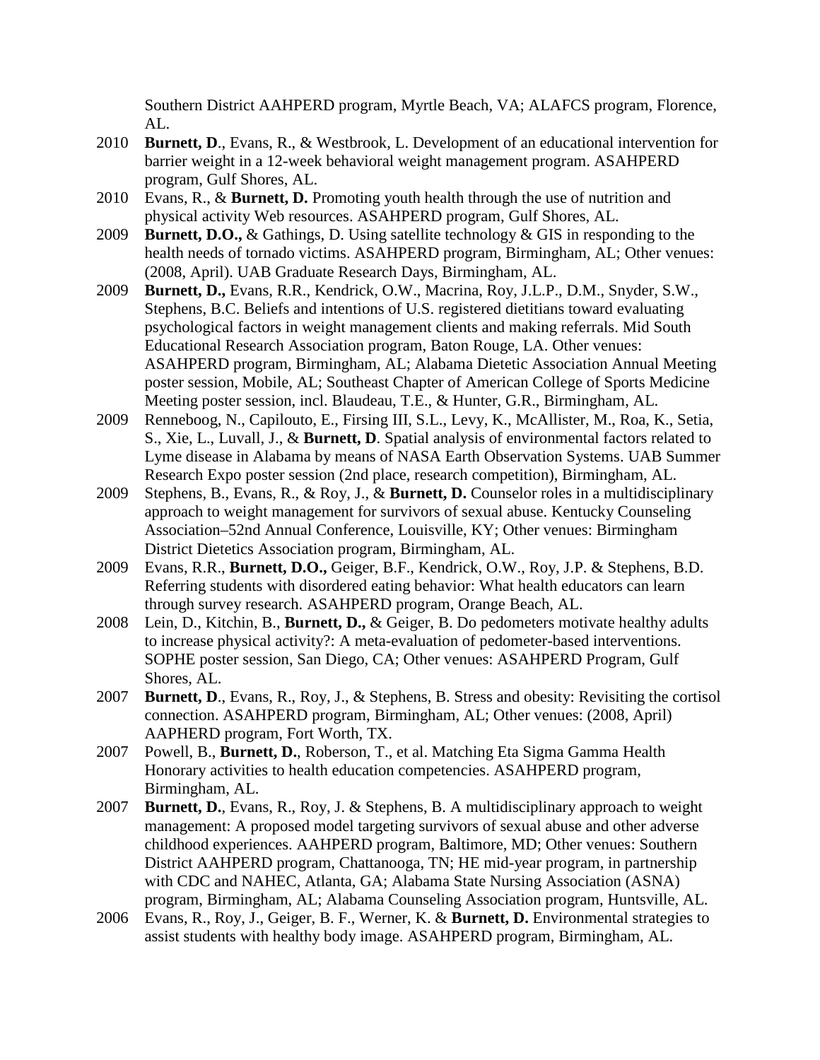Southern District AAHPERD program, Myrtle Beach, VA; ALAFCS program, Florence, AL.

2010 **Burnett, D**., Evans, R., & Westbrook, L. Development of an educational intervention for barrier weight in a 12-week behavioral weight management program. ASAHPERD program, Gulf Shores, AL.

2010 Evans, R., & **Burnett, D.** Promoting youth health through the use of nutrition and physical activity Web resources. ASAHPERD program, Gulf Shores, AL.

2009 **Burnett, D.O.,** & Gathings, D. Using satellite technology & GIS in responding to the health needs of tornado victims. ASAHPERD program, Birmingham, AL; Other venues: (2008, April). UAB Graduate Research Days, Birmingham, AL.

2009 **Burnett, D.,** Evans, R.R., Kendrick, O.W., Macrina, Roy, J.L.P., D.M., Snyder, S.W., Stephens, B.C. Beliefs and intentions of U.S. registered dietitians toward evaluating psychological factors in weight management clients and making referrals. Mid South Educational Research Association program, Baton Rouge, LA. Other venues: ASAHPERD program, Birmingham, AL; Alabama Dietetic Association Annual Meeting poster session, Mobile, AL; Southeast Chapter of American College of Sports Medicine Meeting poster session, incl. Blaudeau, T.E., & Hunter, G.R., Birmingham, AL.

2009 Renneboog, N., Capilouto, E., Firsing III, S.L., Levy, K., McAllister, M., Roa, K., Setia, S., Xie, L., Luvall, J., & **Burnett, D**. Spatial analysis of environmental factors related to Lyme disease in Alabama by means of NASA Earth Observation Systems. UAB Summer Research Expo poster session (2nd place, research competition), Birmingham, AL.

2009 Stephens, B., Evans, R., & Roy, J., & **Burnett, D.** Counselor roles in a multidisciplinary approach to weight management for survivors of sexual abuse. Kentucky Counseling Association–52nd Annual Conference, Louisville, KY; Other venues: Birmingham District Dietetics Association program, Birmingham, AL.

2009 Evans, R.R., **Burnett, D.O.,** Geiger, B.F., Kendrick, O.W., Roy, J.P. & Stephens, B.D. Referring students with disordered eating behavior: What health educators can learn through survey research. ASAHPERD program, Orange Beach, AL.

2008 Lein, D., Kitchin, B., **Burnett, D.,** & Geiger, B. Do pedometers motivate healthy adults to increase physical activity?: A meta-evaluation of pedometer-based interventions. SOPHE poster session, San Diego, CA; Other venues: ASAHPERD Program, Gulf Shores, AL.

2007 **Burnett, D**., Evans, R., Roy, J., & Stephens, B. Stress and obesity: Revisiting the cortisol connection. ASAHPERD program, Birmingham, AL; Other venues: (2008, April) AAPHERD program, Fort Worth, TX.

2007 Powell, B., **Burnett, D.**, Roberson, T., et al. Matching Eta Sigma Gamma Health Honorary activities to health education competencies. ASAHPERD program, Birmingham, AL.

2007 **Burnett, D.**, Evans, R., Roy, J. & Stephens, B. A multidisciplinary approach to weight management: A proposed model targeting survivors of sexual abuse and other adverse childhood experiences. AAHPERD program, Baltimore, MD; Other venues: Southern District AAHPERD program, Chattanooga, TN; HE mid-year program, in partnership with CDC and NAHEC, Atlanta, GA; Alabama State Nursing Association (ASNA) program, Birmingham, AL; Alabama Counseling Association program, Huntsville, AL.

2006 Evans, R., Roy, J., Geiger, B. F., Werner, K. & **Burnett, D.** Environmental strategies to assist students with healthy body image. ASAHPERD program, Birmingham, AL.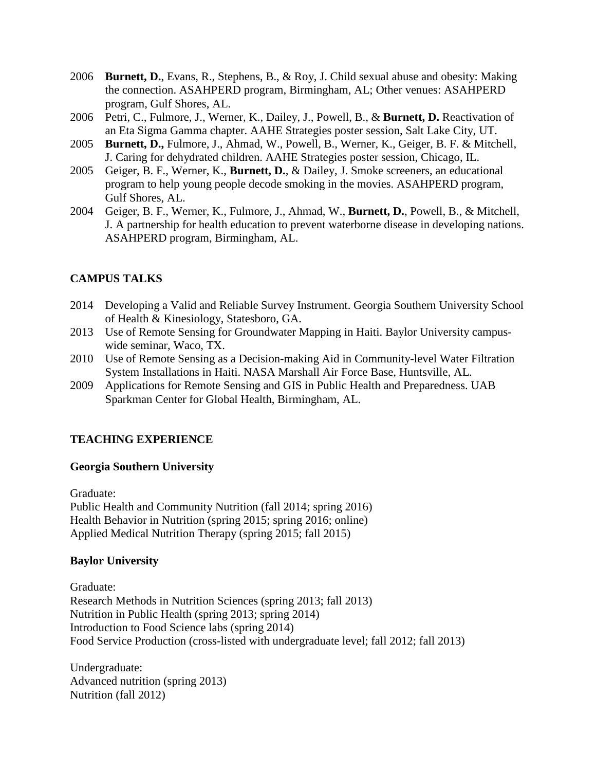- 2006 **Burnett, D.**, Evans, R., Stephens, B., & Roy, J. Child sexual abuse and obesity: Making the connection. ASAHPERD program, Birmingham, AL; Other venues: ASAHPERD program, Gulf Shores, AL.
- 2006 Petri, C., Fulmore, J., Werner, K., Dailey, J., Powell, B., & **Burnett, D.** Reactivation of an Eta Sigma Gamma chapter. AAHE Strategies poster session, Salt Lake City, UT.
- 2005 **Burnett, D.,** Fulmore, J., Ahmad, W., Powell, B., Werner, K., Geiger, B. F. & Mitchell, J. Caring for dehydrated children. AAHE Strategies poster session, Chicago, IL.
- 2005 Geiger, B. F., Werner, K., **Burnett, D.**, & Dailey, J. Smoke screeners, an educational program to help young people decode smoking in the movies. ASAHPERD program, Gulf Shores, AL.
- 2004 Geiger, B. F., Werner, K., Fulmore, J., Ahmad, W., **Burnett, D.**, Powell, B., & Mitchell, J. A partnership for health education to prevent waterborne disease in developing nations. ASAHPERD program, Birmingham, AL.

## CAMPUS TALKS

- 2014 Developing a Valid and Reliable Survey Instrument. Georgia Southern University School of Health & Kinesiology, Statesboro, GA.
- 2013 Use of Remote Sensing for Groundwater Mapping in Haiti. Baylor University campus-wide seminar, Waco, TX.
- 2010 Use of Remote Sensing as a Decision-making Aid in Community-level Water Filtration System Installations in Haiti. NASA Marshall Air Force Base, Huntsville, AL.
- 2009 Applications for Remote Sensing and GIS in Public Health and Preparedness. UAB Sparkman Center for Global Health, Birmingham, AL.

## TEACHING EXPERIENCE

### Georgia Southern University

Graduate:
Public Health and Community Nutrition (fall 2014; spring 2016)
Health Behavior in Nutrition (spring 2015; spring 2016; online)
Applied Medical Nutrition Therapy (spring 2015; fall 2015)

### Baylor University

Graduate:
Research Methods in Nutrition Sciences (spring 2013; fall 2013)
Nutrition in Public Health (spring 2013; spring 2014)
Introduction to Food Science labs (spring 2014)
Food Service Production (cross-listed with undergraduate level; fall 2012; fall 2013)

Undergraduate:
Advanced nutrition (spring 2013)
Nutrition (fall 2012)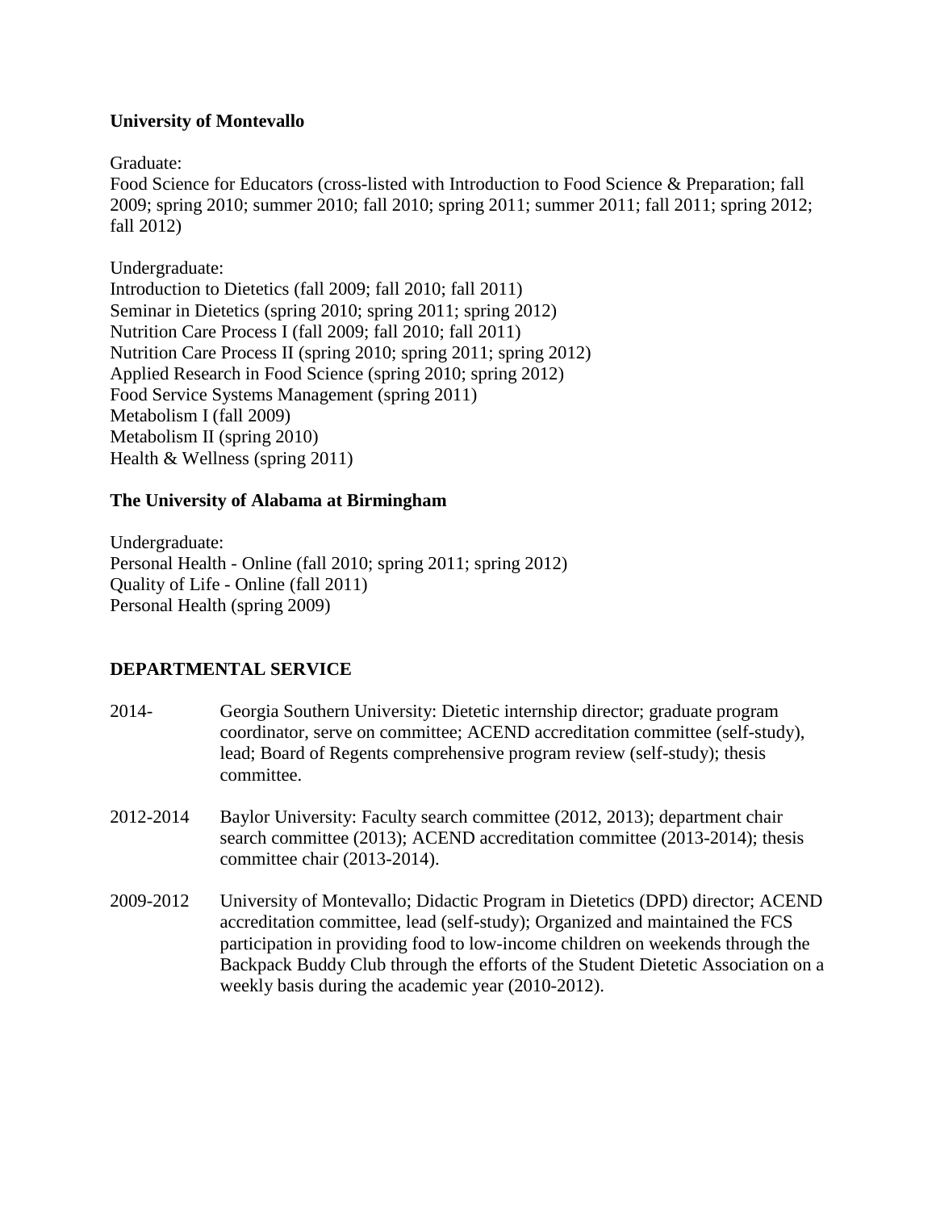**University of Montevallo**

Graduate:
Food Science for Educators (cross-listed with Introduction to Food Science & Preparation; fall 2009; spring 2010; summer 2010; fall 2010; spring 2011; summer 2011; fall 2011; spring 2012; fall 2012)

Undergraduate:
Introduction to Dietetics (fall 2009; fall 2010; fall 2011)
Seminar in Dietetics (spring 2010; spring 2011; spring 2012)
Nutrition Care Process I (fall 2009; fall 2010; fall 2011)
Nutrition Care Process II (spring 2010; spring 2011; spring 2012)
Applied Research in Food Science (spring 2010; spring 2012)
Food Service Systems Management (spring 2011)
Metabolism I (fall 2009)
Metabolism II (spring 2010)
Health & Wellness (spring 2011)

**The University of Alabama at Birmingham**

Undergraduate:
Personal Health - Online (fall 2010; spring 2011; spring 2012)
Quality of Life - Online (fall 2011)
Personal Health (spring 2009)

## DEPARTMENTAL SERVICE

2014- Georgia Southern University: Dietetic internship director; graduate program coordinator, serve on committee; ACEND accreditation committee (self-study), lead; Board of Regents comprehensive program review (self-study); thesis committee.

2012-2014 Baylor University: Faculty search committee (2012, 2013); department chair search committee (2013); ACEND accreditation committee (2013-2014); thesis committee chair (2013-2014).

2009-2012 University of Montevallo; Didactic Program in Dietetics (DPD) director; ACEND accreditation committee, lead (self-study); Organized and maintained the FCS participation in providing food to low-income children on weekends through the Backpack Buddy Club through the efforts of the Student Dietetic Association on a weekly basis during the academic year (2010-2012).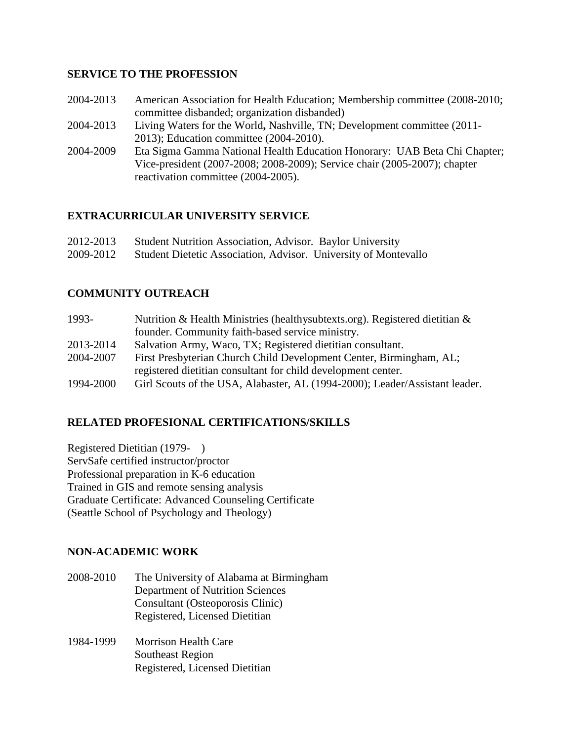## SERVICE TO THE PROFESSION

| | |
|---|---|
| 2004-2013 | American Association for Health Education; Membership committee (2008-2010; committee disbanded; organization disbanded) |
| 2004-2013 | Living Waters for the World**,** Nashville, TN; Development committee (2011-2013); Education committee (2004-2010). |
| 2004-2009 | Eta Sigma Gamma National Health Education Honorary: UAB Beta Chi Chapter; Vice-president (2007-2008; 2008-2009); Service chair (2005-2007); chapter reactivation committee (2004-2005). |

## EXTRACURRICULAR UNIVERSITY SERVICE

| | |
|---|---|
| 2012-2013 | Student Nutrition Association, Advisor. Baylor University |
| 2009-2012 | Student Dietetic Association, Advisor. University of Montevallo |

## COMMUNITY OUTREACH

| | |
|---|---|
| 1993- | Nutrition & Health Ministries (healthysubtexts.org). Registered dietitian & founder. Community faith-based service ministry. |
| 2013-2014 | Salvation Army, Waco, TX; Registered dietitian consultant. |
| 2004-2007 | First Presbyterian Church Child Development Center, Birmingham, AL; registered dietitian consultant for child development center. |
| 1994-2000 | Girl Scouts of the USA, Alabaster, AL (1994-2000); Leader/Assistant leader. |

## RELATED PROFESIONAL CERTIFICATIONS/SKILLS

Registered Dietitian (1979- )
ServSafe certified instructor/proctor
Professional preparation in K-6 education
Trained in GIS and remote sensing analysis
Graduate Certificate: Advanced Counseling Certificate
(Seattle School of Psychology and Theology)

## NON-ACADEMIC WORK

2008-2010 The University of Alabama at Birmingham
Department of Nutrition Sciences
Consultant (Osteoporosis Clinic)
Registered, Licensed Dietitian

1984-1999 Morrison Health Care
Southeast Region
Registered, Licensed Dietitian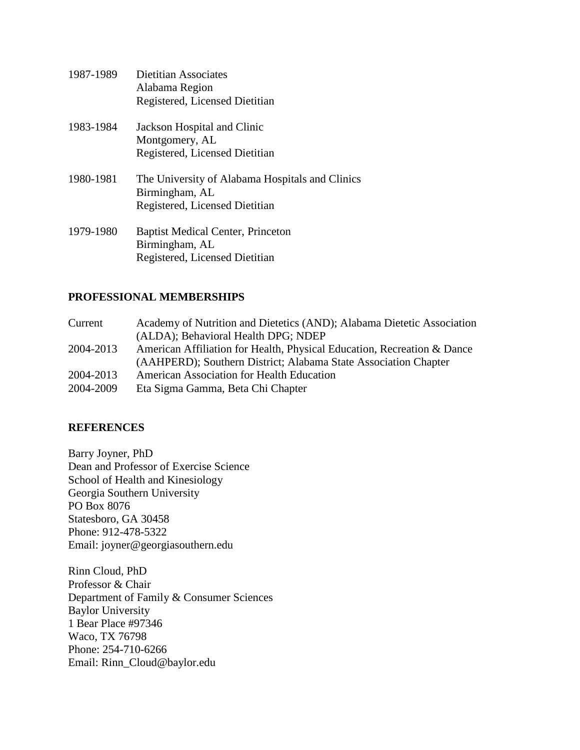1987-1989 Dietitian Associates
Alabama Region
Registered, Licensed Dietitian

1983-1984 Jackson Hospital and Clinic
Montgomery, AL
Registered, Licensed Dietitian

1980-1981 The University of Alabama Hospitals and Clinics
Birmingham, AL
Registered, Licensed Dietitian

1979-1980 Baptist Medical Center, Princeton
Birmingham, AL
Registered, Licensed Dietitian

## PROFESSIONAL MEMBERSHIPS

| | |
|---|---|
| Current | Academy of Nutrition and Dietetics (AND); Alabama Dietetic Association (ALDA); Behavioral Health DPG; NDEP |
| 2004-2013 | American Affiliation for Health, Physical Education, Recreation & Dance (AAHPERD); Southern District; Alabama State Association Chapter |
| 2004-2013 | American Association for Health Education |
| 2004-2009 | Eta Sigma Gamma, Beta Chi Chapter |

## REFERENCES

Barry Joyner, PhD
Dean and Professor of Exercise Science
School of Health and Kinesiology
Georgia Southern University
PO Box 8076
Statesboro, GA 30458
Phone: 912-478-5322
Email: joyner@georgiasouthern.edu

Rinn Cloud, PhD
Professor & Chair
Department of Family & Consumer Sciences
Baylor University
1 Bear Place #97346
Waco, TX 76798
Phone: 254-710-6266
Email: Rinn_Cloud@baylor.edu